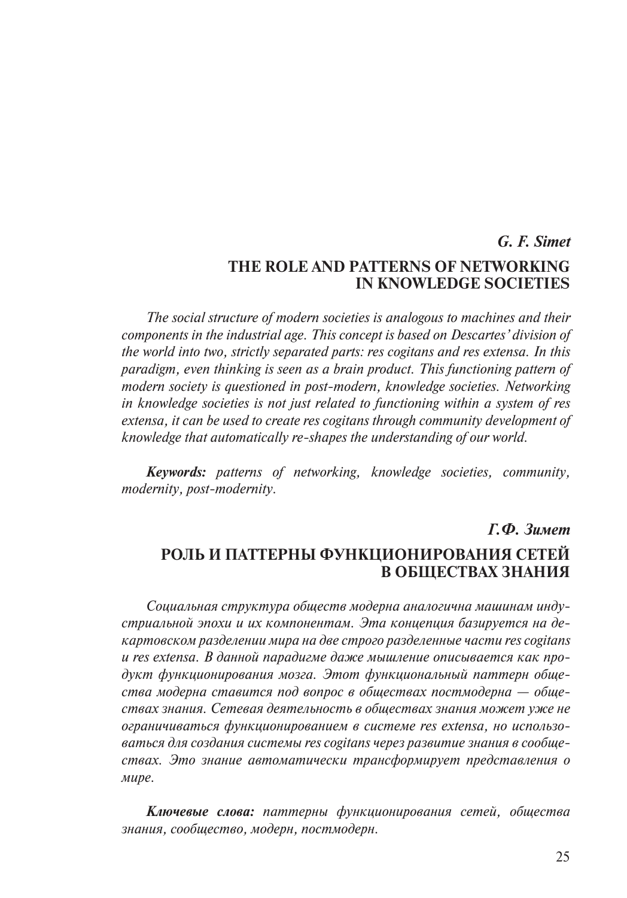***G. F. Simet***

# THE ROLE AND PATTERNS OF NETWORKING IN KNOWLEDGE SOCIETIES

*The social structure of modern societies is analogous to machines and their components in the industrial age. This concept is based on Descartes' division of the world into two, strictly separated parts: res cogitans and res extensa. In this paradigm, even thinking is seen as a brain product. This functioning pattern of modern society is questioned in post-modern, knowledge societies. Networking in knowledge societies is not just related to functioning within a system of res extensa, it can be used to create res cogitans through community development of knowledge that automatically re-shapes the understanding of our world.*

***Keywords:*** *patterns of networking, knowledge societies, community, modernity, post-modernity.*

***Г.Ф. Зимет***

# РОЛЬ И ПАТТЕРНЫ ФУНКЦИОНИРОВАНИЯ СЕТЕЙ В ОБЩЕСТВАХ ЗНАНИЯ

*Социальная структура обществ модерна аналогична машинам индустриальной эпохи и их компонентам. Эта концепция базируется на декартовском разделении мира на две строго разделенные части res cogitans и res extensa. В данной парадигме даже мышление описывается как продукт функционирования мозга. Этот функциональный паттерн общества модерна ставится под вопрос в обществах постмодерна — обществах знания. Сетевая деятельность в обществах знания может уже не ограничиваться функционированием в системе res extensa, но использоваться для создания системы res cogitans через развитие знания в сообществах. Это знание автоматически трансформирует представления о мире.*

***Ключевые слова:*** *паттерны функционирования сетей, общества знания, сообщество, модерн, постмодерн.*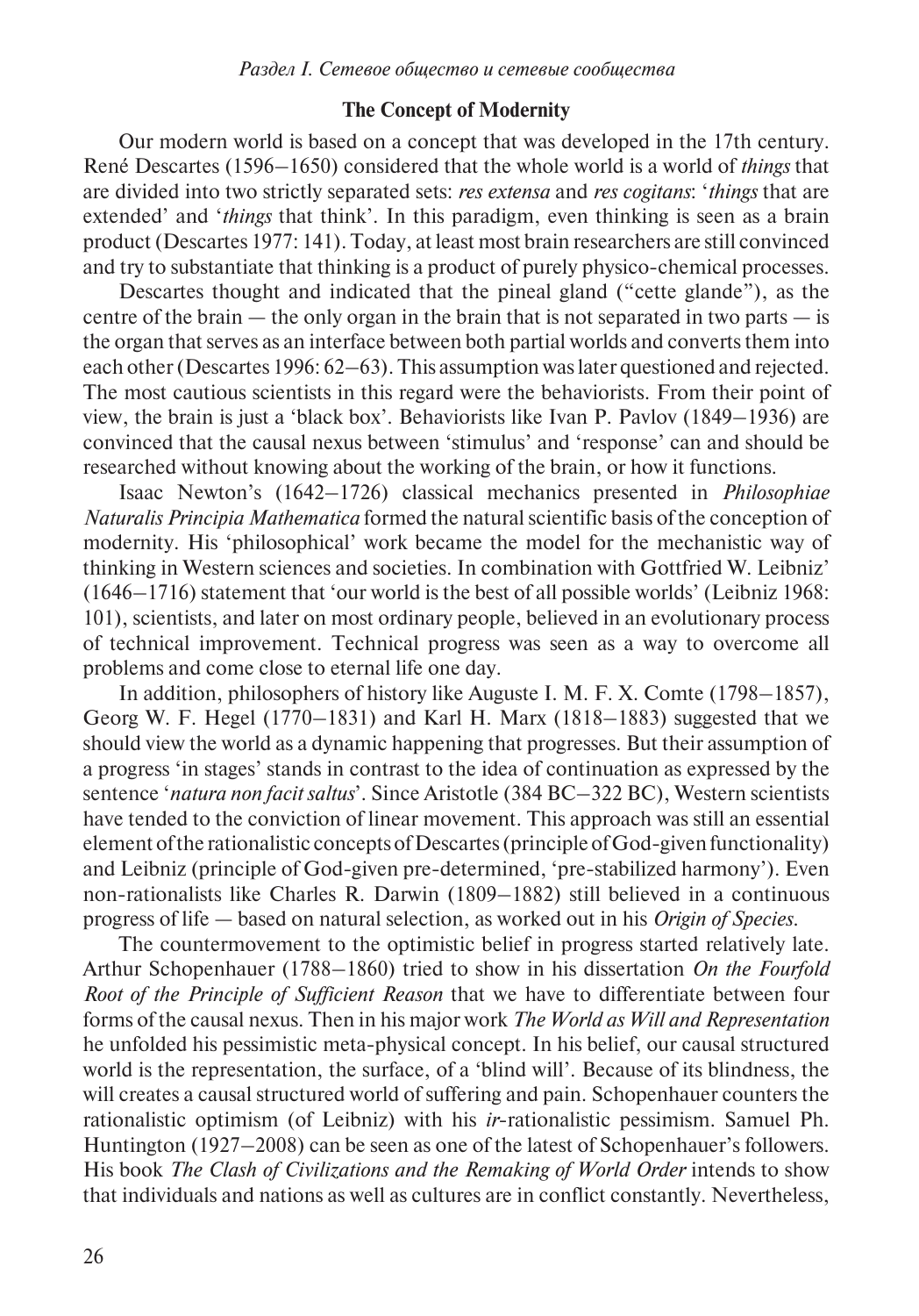### The Concept of Modernity

Our modern world is based on a concept that was developed in the 17th century. René Descartes (1596–1650) considered that the whole world is a world of *things* that are divided into two strictly separated sets: *res extensa* and *res cogitans*: '*things* that are extended' and '*things* that think'. In this paradigm, even thinking is seen as a brain product (Descartes 1977: 141). Today, at least most brain researchers are still convinced and try to substantiate that thinking is a product of purely physico-chemical processes.

Descartes thought and indicated that the pineal gland ("cette glande"), as the centre of the brain — the only organ in the brain that is not separated in two parts — is the organ that serves as an interface between both partial worlds and converts them into each other (Descartes 1996: 62–63). This assumption was later questioned and rejected. The most cautious scientists in this regard were the behaviorists. From their point of view, the brain is just a 'black box'. Behaviorists like Ivan P. Pavlov (1849–1936) are convinced that the causal nexus between 'stimulus' and 'response' can and should be researched without knowing about the working of the brain, or how it functions.

Isaac Newton's (1642–1726) classical mechanics presented in *Philosophiae Naturalis Principia Mathematica* formed the natural scientific basis of the conception of modernity. His 'philosophical' work became the model for the mechanistic way of thinking in Western sciences and societies. In combination with Gottfried W. Leibniz' (1646–1716) statement that 'our world is the best of all possible worlds' (Leibniz 1968: 101), scientists, and later on most ordinary people, believed in an evolutionary process of technical improvement. Technical progress was seen as a way to overcome all problems and come close to eternal life one day.

In addition, philosophers of history like Auguste I. M. F. X. Comte (1798–1857), Georg W. F. Hegel (1770–1831) and Karl H. Marx (1818–1883) suggested that we should view the world as a dynamic happening that progresses. But their assumption of a progress 'in stages' stands in contrast to the idea of continuation as expressed by the sentence '*natura non facit saltus*'. Since Aristotle (384 BC–322 BC), Western scientists have tended to the conviction of linear movement. This approach was still an essential element of the rationalistic concepts of Descartes (principle of God-given functionality) and Leibniz (principle of God-given pre-determined, 'pre-stabilized harmony'). Even non-rationalists like Charles R. Darwin (1809–1882) still believed in a continuous progress of life — based on natural selection, as worked out in his *Origin of Species*.

The countermovement to the optimistic belief in progress started relatively late. Arthur Schopenhauer (1788–1860) tried to show in his dissertation *On the Fourfold Root of the Principle of Sufficient Reason* that we have to differentiate between four forms of the causal nexus. Then in his major work *The World as Will and Representation* he unfolded his pessimistic meta-physical concept. In his belief, our causal structured world is the representation, the surface, of a 'blind will'. Because of its blindness, the will creates a causal structured world of suffering and pain. Schopenhauer counters the rationalistic optimism (of Leibniz) with his *ir*-rationalistic pessimism. Samuel Ph. Huntington (1927–2008) can be seen as one of the latest of Schopenhauer's followers. His book *The Clash of Civilizations and the Remaking of World Order* intends to show that individuals and nations as well as cultures are in conflict constantly. Nevertheless,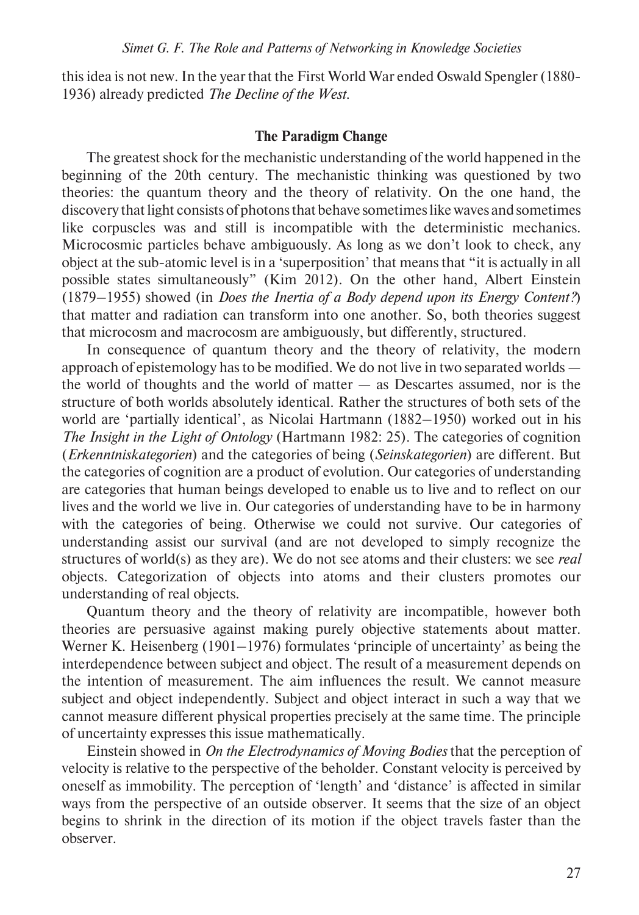this idea is not new. In the year that the First World War ended Oswald Spengler (1880-1936) already predicted *The Decline of the West*.

## The Paradigm Change

The greatest shock for the mechanistic understanding of the world happened in the beginning of the 20th century. The mechanistic thinking was questioned by two theories: the quantum theory and the theory of relativity. On the one hand, the discovery that light consists of photons that behave sometimes like waves and sometimes like corpuscles was and still is incompatible with the deterministic mechanics. Microcosmic particles behave ambiguously. As long as we don't look to check, any object at the sub-atomic level is in a 'superposition' that means that "it is actually in all possible states simultaneously" (Kim 2012). On the other hand, Albert Einstein (1879–1955) showed (in *Does the Inertia of a Body depend upon its Energy Content?*) that matter and radiation can transform into one another. So, both theories suggest that microcosm and macrocosm are ambiguously, but differently, structured.

In consequence of quantum theory and the theory of relativity, the modern approach of epistemology has to be modified. We do not live in two separated worlds — the world of thoughts and the world of matter — as Descartes assumed, nor is the structure of both worlds absolutely identical. Rather the structures of both sets of the world are 'partially identical', as Nicolai Hartmann (1882–1950) worked out in his *The Insight in the Light of Ontology* (Hartmann 1982: 25). The categories of cognition (*Erkenntniskategorien*) and the categories of being (*Seinskategorien*) are different. But the categories of cognition are a product of evolution. Our categories of understanding are categories that human beings developed to enable us to live and to reflect on our lives and the world we live in. Our categories of understanding have to be in harmony with the categories of being. Otherwise we could not survive. Our categories of understanding assist our survival (and are not developed to simply recognize the structures of world(s) as they are). We do not see atoms and their clusters: we see *real* objects. Categorization of objects into atoms and their clusters promotes our understanding of real objects.

Quantum theory and the theory of relativity are incompatible, however both theories are persuasive against making purely objective statements about matter. Werner K. Heisenberg (1901–1976) formulates 'principle of uncertainty' as being the interdependence between subject and object. The result of a measurement depends on the intention of measurement. The aim influences the result. We cannot measure subject and object independently. Subject and object interact in such a way that we cannot measure different physical properties precisely at the same time. The principle of uncertainty expresses this issue mathematically.

Einstein showed in *On the Electrodynamics of Moving Bodies* that the perception of velocity is relative to the perspective of the beholder. Constant velocity is perceived by oneself as immobility. The perception of 'length' and 'distance' is affected in similar ways from the perspective of an outside observer. It seems that the size of an object begins to shrink in the direction of its motion if the object travels faster than the observer.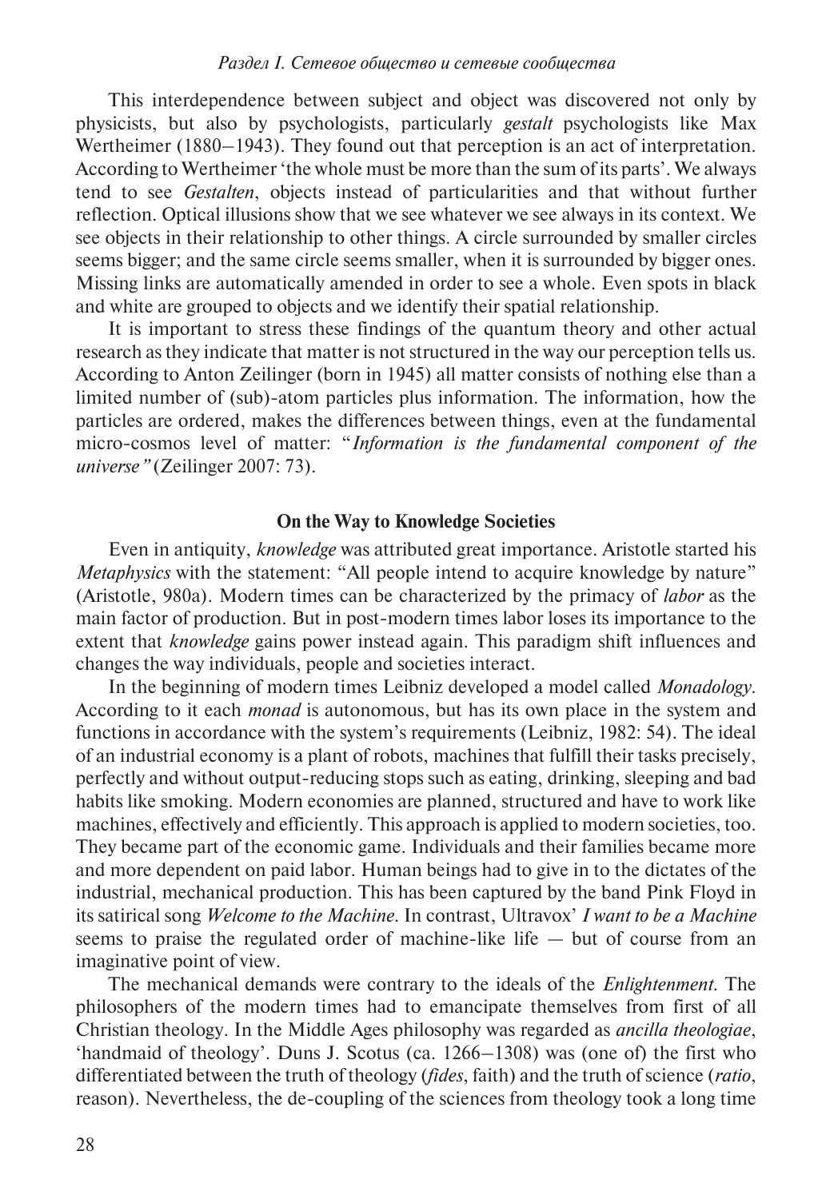This interdependence between subject and object was discovered not only by physicists, but also by psychologists, particularly *gestalt* psychologists like Max Wertheimer (1880–1943). They found out that perception is an act of interpretation. According to Wertheimer 'the whole must be more than the sum of its parts'. We always tend to see *Gestalten*, objects instead of particularities and that without further reflection. Optical illusions show that we see whatever we see always in its context. We see objects in their relationship to other things. A circle surrounded by smaller circles seems bigger; and the same circle seems smaller, when it is surrounded by bigger ones. Missing links are automatically amended in order to see a whole. Even spots in black and white are grouped to objects and we identify their spatial relationship.

It is important to stress these findings of the quantum theory and other actual research as they indicate that matter is not structured in the way our perception tells us. According to Anton Zeilinger (born in 1945) all matter consists of nothing else than a limited number of (sub)-atom particles plus information. The information, how the particles are ordered, makes the differences between things, even at the fundamental micro-cosmos level of matter: "*Information is the fundamental component of the universe"* (Zeilinger 2007: 73).

## On the Way to Knowledge Societies

Even in antiquity, *knowledge* was attributed great importance. Aristotle started his *Metaphysics* with the statement: "All people intend to acquire knowledge by nature" (Aristotle, 980a). Modern times can be characterized by the primacy of *labor* as the main factor of production. But in post-modern times labor loses its importance to the extent that *knowledge* gains power instead again. This paradigm shift influences and changes the way individuals, people and societies interact.

In the beginning of modern times Leibniz developed a model called *Monadology*. According to it each *monad* is autonomous, but has its own place in the system and functions in accordance with the system's requirements (Leibniz, 1982: 54). The ideal of an industrial economy is a plant of robots, machines that fulfill their tasks precisely, perfectly and without output-reducing stops such as eating, drinking, sleeping and bad habits like smoking. Modern economies are planned, structured and have to work like machines, effectively and efficiently. This approach is applied to modern societies, too. They became part of the economic game. Individuals and their families became more and more dependent on paid labor. Human beings had to give in to the dictates of the industrial, mechanical production. This has been captured by the band Pink Floyd in its satirical song *Welcome to the Machine*. In contrast, Ultravox' *I want to be a Machine* seems to praise the regulated order of machine-like life — but of course from an imaginative point of view.

The mechanical demands were contrary to the ideals of the *Enlightenment*. The philosophers of the modern times had to emancipate themselves from first of all Christian theology. In the Middle Ages philosophy was regarded as *ancilla theologiae*, 'handmaid of theology'. Duns J. Scotus (ca. 1266–1308) was (one of) the first who differentiated between the truth of theology (*fides*, faith) and the truth of science (*ratio*, reason). Nevertheless, the de-coupling of the sciences from theology took a long time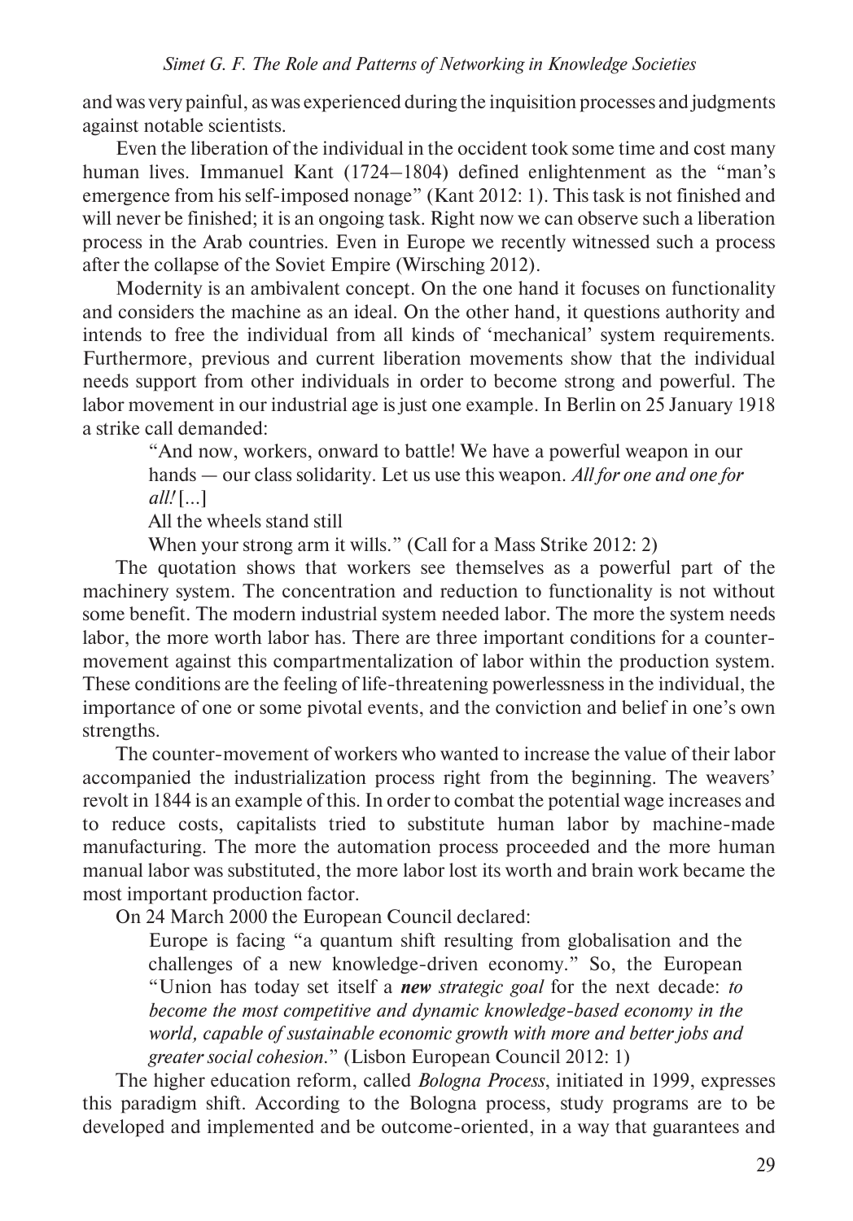and was very painful, as was experienced during the inquisition processes and judgments against notable scientists.

Even the liberation of the individual in the occident took some time and cost many human lives. Immanuel Kant (1724–1804) defined enlightenment as the "man's emergence from his self-imposed nonage" (Kant 2012: 1). This task is not finished and will never be finished; it is an ongoing task. Right now we can observe such a liberation process in the Arab countries. Even in Europe we recently witnessed such a process after the collapse of the Soviet Empire (Wirsching 2012).

Modernity is an ambivalent concept. On the one hand it focuses on functionality and considers the machine as an ideal. On the other hand, it questions authority and intends to free the individual from all kinds of 'mechanical' system requirements. Furthermore, previous and current liberation movements show that the individual needs support from other individuals in order to become strong and powerful. The labor movement in our industrial age is just one example. In Berlin on 25 January 1918 a strike call demanded:

> "And now, workers, onward to battle! We have a powerful weapon in our hands — our class solidarity. Let us use this weapon. *All for one and one for all!* [...]
>
> All the wheels stand still
>
> When your strong arm it wills." (Call for a Mass Strike 2012: 2)

The quotation shows that workers see themselves as a powerful part of the machinery system. The concentration and reduction to functionality is not without some benefit. The modern industrial system needed labor. The more the system needs labor, the more worth labor has. There are three important conditions for a counter-movement against this compartmentalization of labor within the production system. These conditions are the feeling of life-threatening powerlessness in the individual, the importance of one or some pivotal events, and the conviction and belief in one's own strengths.

The counter-movement of workers who wanted to increase the value of their labor accompanied the industrialization process right from the beginning. The weavers' revolt in 1844 is an example of this. In order to combat the potential wage increases and to reduce costs, capitalists tried to substitute human labor by machine-made manufacturing. The more the automation process proceeded and the more human manual labor was substituted, the more labor lost its worth and brain work became the most important production factor.

On 24 March 2000 the European Council declared:

> Europe is facing "a quantum shift resulting from globalisation and the challenges of a new knowledge-driven economy." So, the European "Union has today set itself a ***new*** *strategic goal* for the next decade: *to become the most competitive and dynamic knowledge-based economy in the world, capable of sustainable economic growth with more and better jobs and greater social cohesion*." (Lisbon European Council 2012: 1)

The higher education reform, called *Bologna Process*, initiated in 1999, expresses this paradigm shift. According to the Bologna process, study programs are to be developed and implemented and be outcome-oriented, in a way that guarantees and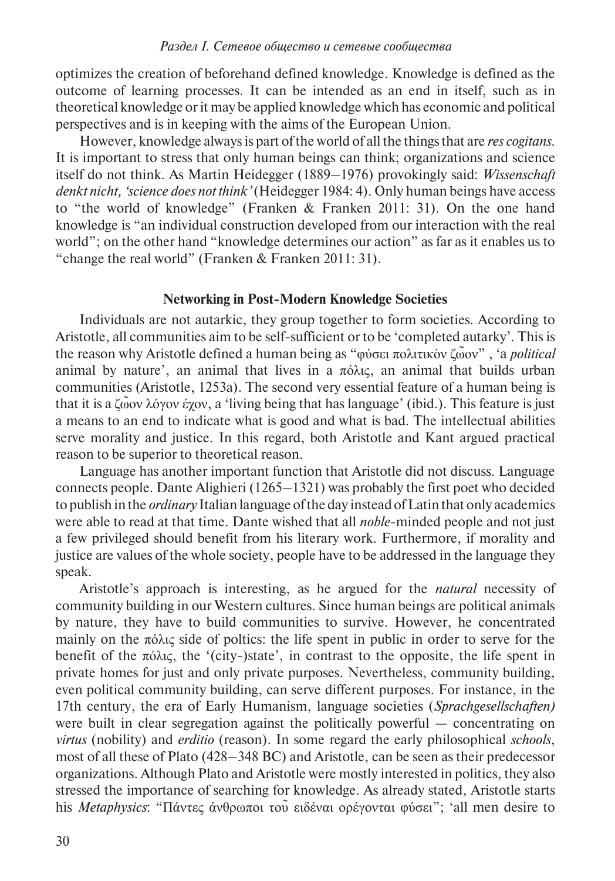optimizes the creation of beforehand defined knowledge. Knowledge is defined as the outcome of learning processes. It can be intended as an end in itself, such as in theoretical knowledge or it may be applied knowledge which has economic and political perspectives and is in keeping with the aims of the European Union.

However, knowledge always is part of the world of all the things that are *res cogitans*. It is important to stress that only human beings can think; organizations and science itself do not think. As Martin Heidegger (1889–1976) provokingly said: *Wissenschaft denkt nicht, 'science does not think'* (Heidegger 1984: 4). Only human beings have access to "the world of knowledge" (Franken & Franken 2011: 31). On the one hand knowledge is "an individual construction developed from our interaction with the real world"; on the other hand "knowledge determines our action" as far as it enables us to "change the real world" (Franken & Franken 2011: 31).

### Networking in Post-Modern Knowledge Societies

Individuals are not autarkic, they group together to form societies. According to Aristotle, all communities aim to be self-sufficient or to be 'completed autarky'. This is the reason why Aristotle defined a human being as "φύσει πολιτικὸν ζῶον" , 'a *political* animal by nature', an animal that lives in a πόλις, an animal that builds urban communities (Aristotle, 1253a). The second very essential feature of a human being is that it is a ζῶον λόγον έχον, a 'living being that has language' (ibid.). This feature is just a means to an end to indicate what is good and what is bad. The intellectual abilities serve morality and justice. In this regard, both Aristotle and Kant argued practical reason to be superior to theoretical reason.

Language has another important function that Aristotle did not discuss. Language connects people. Dante Alighieri (1265–1321) was probably the first poet who decided to publish in the *ordinary* Italian language of the day instead of Latin that only academics were able to read at that time. Dante wished that all *noble*-minded people and not just a few privileged should benefit from his literary work. Furthermore, if morality and justice are values of the whole society, people have to be addressed in the language they speak.

Aristotle's approach is interesting, as he argued for the *natural* necessity of community building in our Western cultures. Since human beings are political animals by nature, they have to build communities to survive. However, he concentrated mainly on the πόλις side of poltics: the life spent in public in order to serve for the benefit of the πόλις, the '(city-)state', in contrast to the opposite, the life spent in private homes for just and only private purposes. Nevertheless, community building, even political community building, can serve different purposes. For instance, in the 17th century, the era of Early Humanism, language societies (*Sprachgesellschaften)* were built in clear segregation against the politically powerful — concentrating on *virtus* (nobility) and *erditio* (reason). In some regard the early philosophical *schools*, most of all these of Plato (428–348 BC) and Aristotle, can be seen as their predecessor organizations. Although Plato and Aristotle were mostly interested in politics, they also stressed the importance of searching for knowledge. As already stated, Aristotle starts his *Metaphysics*: "Πάντες άνθρωποι τοῦ ειδέναι ορέγονται φύσει"; 'all men desire to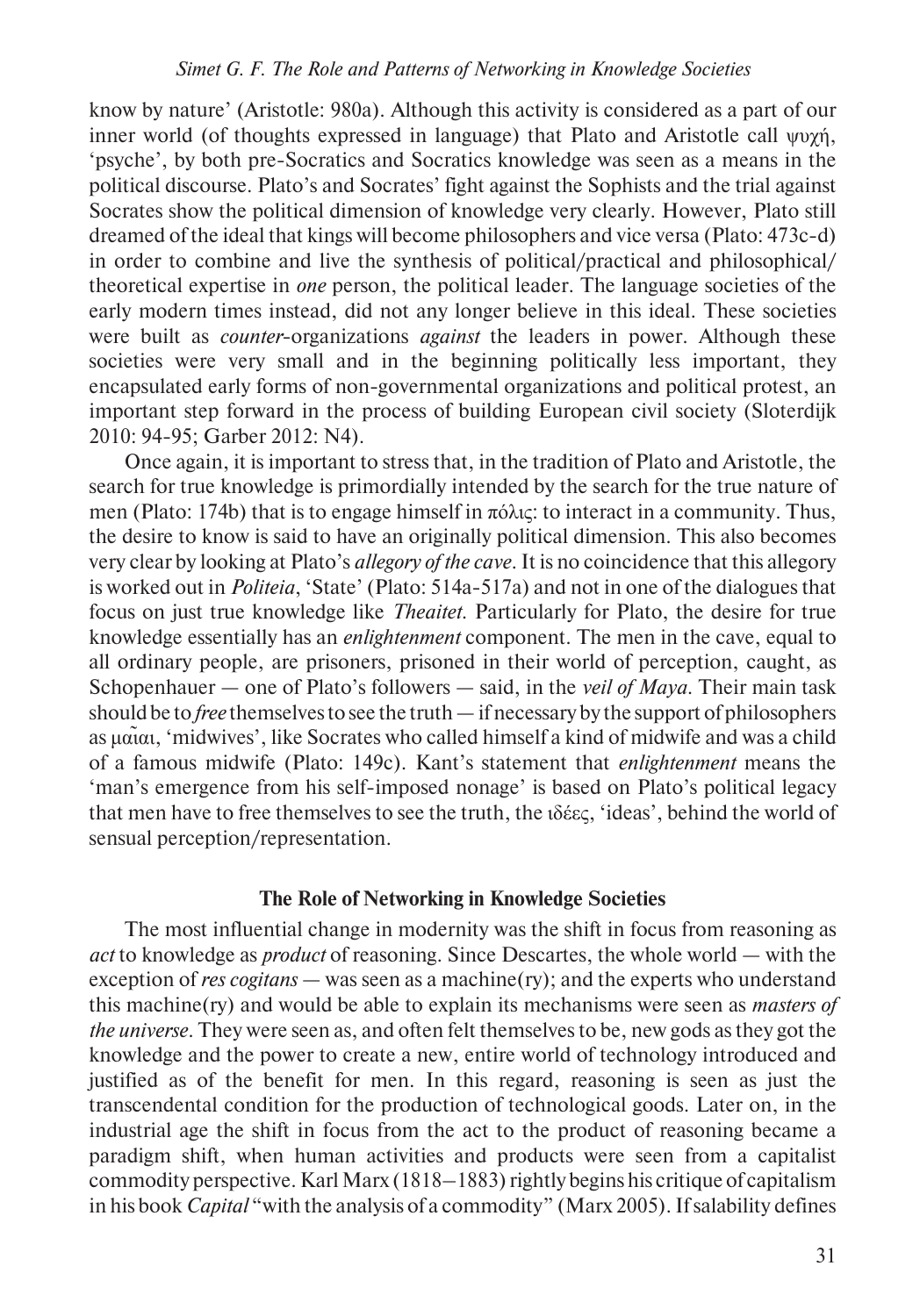know by nature' (Aristotle: 980a). Although this activity is considered as a part of our inner world (of thoughts expressed in language) that Plato and Aristotle call ψυχή, 'psyche', by both pre-Socratics and Socratics knowledge was seen as a means in the political discourse. Plato's and Socrates' fight against the Sophists and the trial against Socrates show the political dimension of knowledge very clearly. However, Plato still dreamed of the ideal that kings will become philosophers and vice versa (Plato: 473c-d) in order to combine and live the synthesis of political/practical and philosophical/theoretical expertise in *one* person, the political leader. The language societies of the early modern times instead, did not any longer believe in this ideal. These societies were built as *counter*-organizations *against* the leaders in power. Although these societies were very small and in the beginning politically less important, they encapsulated early forms of non-governmental organizations and political protest, an important step forward in the process of building European civil society (Sloterdijk 2010: 94-95; Garber 2012: N4).

Once again, it is important to stress that, in the tradition of Plato and Aristotle, the search for true knowledge is primordially intended by the search for the true nature of men (Plato: 174b) that is to engage himself in πόλις: to interact in a community. Thus, the desire to know is said to have an originally political dimension. This also becomes very clear by looking at Plato's *allegory of the cave*. It is no coincidence that this allegory is worked out in *Politeia*, 'State' (Plato: 514a-517a) and not in one of the dialogues that focus on just true knowledge like *Theaitet*. Particularly for Plato, the desire for true knowledge essentially has an *enlightenment* component. The men in the cave, equal to all ordinary people, are prisoners, prisoned in their world of perception, caught, as Schopenhauer — one of Plato's followers — said, in the *veil of Maya*. Their main task should be to *free* themselves to see the truth — if necessary by the support of philosophers as μαῖαι, 'midwives', like Socrates who called himself a kind of midwife and was a child of a famous midwife (Plato: 149c). Kant's statement that *enlightenment* means the 'man's emergence from his self-imposed nonage' is based on Plato's political legacy that men have to free themselves to see the truth, the ιδέες, 'ideas', behind the world of sensual perception/representation.

## The Role of Networking in Knowledge Societies

The most influential change in modernity was the shift in focus from reasoning as *act* to knowledge as *product* of reasoning. Since Descartes, the whole world — with the exception of *res cogitans* — was seen as a machine(ry); and the experts who understand this machine(ry) and would be able to explain its mechanisms were seen as *masters of the universe*. They were seen as, and often felt themselves to be, new gods as they got the knowledge and the power to create a new, entire world of technology introduced and justified as of the benefit for men. In this regard, reasoning is seen as just the transcendental condition for the production of technological goods. Later on, in the industrial age the shift in focus from the act to the product of reasoning became a paradigm shift, when human activities and products were seen from a capitalist commodity perspective. Karl Marx (1818–1883) rightly begins his critique of capitalism in his book *Capital* "with the analysis of a commodity" (Marx 2005). If salability defines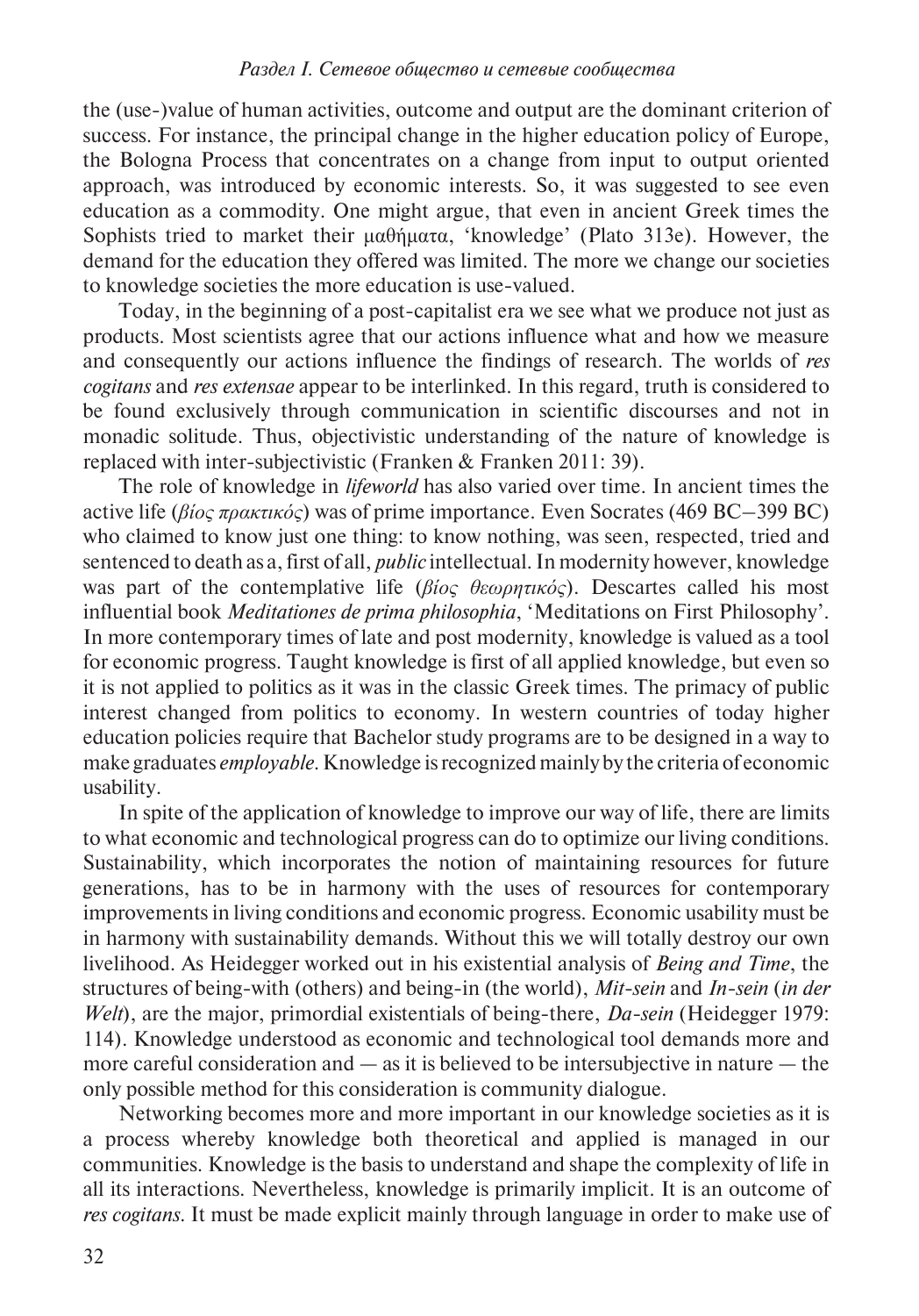the (use-)value of human activities, outcome and output are the dominant criterion of success. For instance, the principal change in the higher education policy of Europe, the Bologna Process that concentrates on a change from input to output oriented approach, was introduced by economic interests. So, it was suggested to see even education as a commodity. One might argue, that even in ancient Greek times the Sophists tried to market their μαθήματα, 'knowledge' (Plato 313e). However, the demand for the education they offered was limited. The more we change our societies to knowledge societies the more education is use-valued.

Today, in the beginning of a post-capitalist era we see what we produce not just as products. Most scientists agree that our actions influence what and how we measure and consequently our actions influence the findings of research. The worlds of *res cogitans* and *res extensae* appear to be interlinked. In this regard, truth is considered to be found exclusively through communication in scientific discourses and not in monadic solitude. Thus, objectivistic understanding of the nature of knowledge is replaced with inter-subjectivistic (Franken & Franken 2011: 39).

The role of knowledge in *lifeworld* has also varied over time. In ancient times the active life (*βίος πρακτικός*) was of prime importance. Even Socrates (469 BC–399 BC) who claimed to know just one thing: to know nothing, was seen, respected, tried and sentenced to death as a, first of all, *public* intellectual. In modernity however, knowledge was part of the contemplative life (*βίος θεωρητικός*). Descartes called his most influential book *Meditationes de prima philosophia*, 'Meditations on First Philosophy'. In more contemporary times of late and post modernity, knowledge is valued as a tool for economic progress. Taught knowledge is first of all applied knowledge, but even so it is not applied to politics as it was in the classic Greek times. The primacy of public interest changed from politics to economy. In western countries of today higher education policies require that Bachelor study programs are to be designed in a way to make graduates *employable*. Knowledge is recognized mainly by the criteria of economic usability.

In spite of the application of knowledge to improve our way of life, there are limits to what economic and technological progress can do to optimize our living conditions. Sustainability, which incorporates the notion of maintaining resources for future generations, has to be in harmony with the uses of resources for contemporary improvements in living conditions and economic progress. Economic usability must be in harmony with sustainability demands. Without this we will totally destroy our own livelihood. As Heidegger worked out in his existential analysis of *Being and Time*, the structures of being-with (others) and being-in (the world), *Mit-sein* and *In-sein* (*in der Welt*), are the major, primordial existentials of being-there, *Da-sein* (Heidegger 1979: 114). Knowledge understood as economic and technological tool demands more and more careful consideration and — as it is believed to be intersubjective in nature — the only possible method for this consideration is community dialogue.

Networking becomes more and more important in our knowledge societies as it is a process whereby knowledge both theoretical and applied is managed in our communities. Knowledge is the basis to understand and shape the complexity of life in all its interactions. Nevertheless, knowledge is primarily implicit. It is an outcome of *res cogitans*. It must be made explicit mainly through language in order to make use of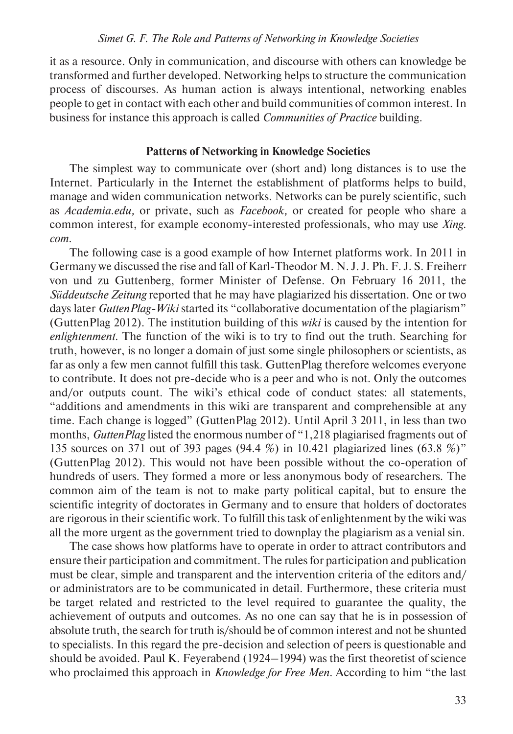it as a resource. Only in communication, and discourse with others can knowledge be transformed and further developed. Networking helps to structure the communication process of discourses. As human action is always intentional, networking enables people to get in contact with each other and build communities of common interest. In business for instance this approach is called *Communities of Practice* building.

## Patterns of Networking in Knowledge Societies

The simplest way to communicate over (short and) long distances is to use the Internet. Particularly in the Internet the establishment of platforms helps to build, manage and widen communication networks. Networks can be purely scientific, such as *Academia.edu,* or private, such as *Facebook,* or created for people who share a common interest, for example economy-interested professionals, who may use *Xing.com*.

The following case is a good example of how Internet platforms work. In 2011 in Germany we discussed the rise and fall of Karl-Theodor M. N. J. J. Ph. F. J. S. Freiherr von und zu Guttenberg, former Minister of Defense. On February 16 2011, the *Süddeutsche Zeitung* reported that he may have plagiarized his dissertation. One or two days later *GuttenPlag-Wiki* started its "collaborative documentation of the plagiarism" (GuttenPlag 2012). The institution building of this *wiki* is caused by the intention for *enlightenment*. The function of the wiki is to try to find out the truth. Searching for truth, however, is no longer a domain of just some single philosophers or scientists, as far as only a few men cannot fulfill this task. GuttenPlag therefore welcomes everyone to contribute. It does not pre-decide who is a peer and who is not. Only the outcomes and/or outputs count. The wiki's ethical code of conduct states: all statements, "additions and amendments in this wiki are transparent and comprehensible at any time. Each change is logged" (GuttenPlag 2012). Until April 3 2011, in less than two months, *GuttenPlag* listed the enormous number of "1,218 plagiarised fragments out of 135 sources on 371 out of 393 pages (94.4 %) in 10.421 plagiarized lines (63.8 %)" (GuttenPlag 2012). This would not have been possible without the co-operation of hundreds of users. They formed a more or less anonymous body of researchers. The common aim of the team is not to make party political capital, but to ensure the scientific integrity of doctorates in Germany and to ensure that holders of doctorates are rigorous in their scientific work. To fulfill this task of enlightenment by the wiki was all the more urgent as the government tried to downplay the plagiarism as a venial sin.

The case shows how platforms have to operate in order to attract contributors and ensure their participation and commitment. The rules for participation and publication must be clear, simple and transparent and the intervention criteria of the editors and/or administrators are to be communicated in detail. Furthermore, these criteria must be target related and restricted to the level required to guarantee the quality, the achievement of outputs and outcomes. As no one can say that he is in possession of absolute truth, the search for truth is/should be of common interest and not be shunted to specialists. In this regard the pre-decision and selection of peers is questionable and should be avoided. Paul K. Feyerabend (1924–1994) was the first theoretist of science who proclaimed this approach in *Knowledge for Free Men*. According to him "the last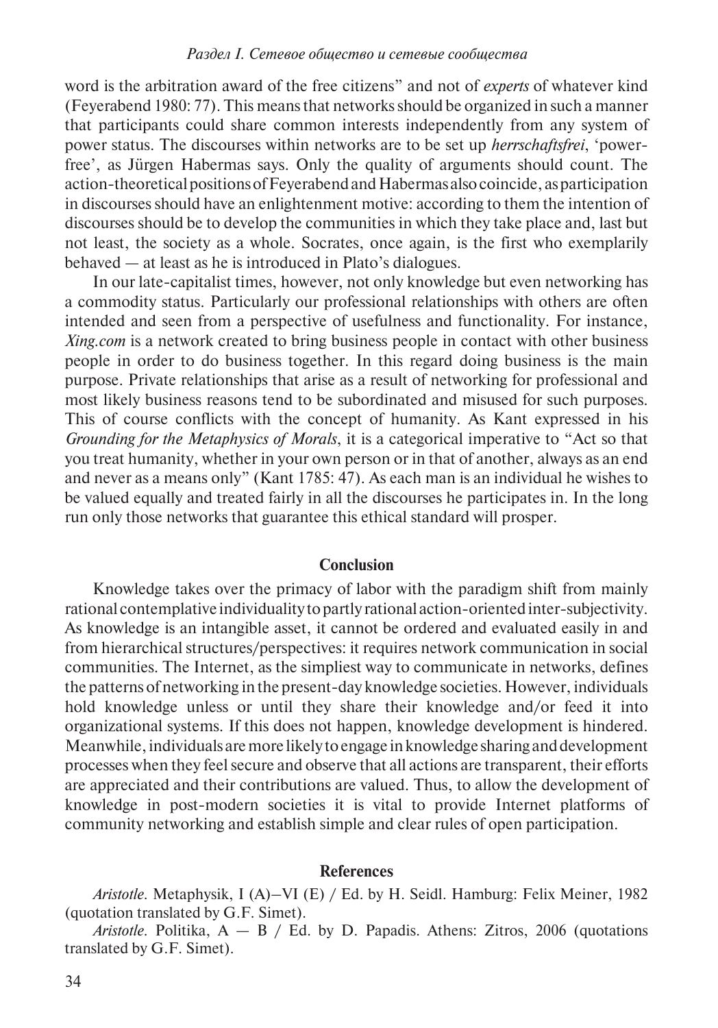word is the arbitration award of the free citizens" and not of *experts* of whatever kind (Feyerabend 1980: 77). This means that networks should be organized in such a manner that participants could share common interests independently from any system of power status. The discourses within networks are to be set up *herrschaftsfrei*, 'power-free', as Jürgen Habermas says. Only the quality of arguments should count. The action-theoretical positions of Feyerabend and Habermas also coincide, as participation in discourses should have an enlightenment motive: according to them the intention of discourses should be to develop the communities in which they take place and, last but not least, the society as a whole. Socrates, once again, is the first who exemplarily behaved — at least as he is introduced in Plato's dialogues.

In our late-capitalist times, however, not only knowledge but even networking has a commodity status. Particularly our professional relationships with others are often intended and seen from a perspective of usefulness and functionality. For instance, *Xing.com* is a network created to bring business people in contact with other business people in order to do business together. In this regard doing business is the main purpose. Private relationships that arise as a result of networking for professional and most likely business reasons tend to be subordinated and misused for such purposes. This of course conflicts with the concept of humanity. As Kant expressed in his *Grounding for the Metaphysics of Morals*, it is a categorical imperative to "Act so that you treat humanity, whether in your own person or in that of another, always as an end and never as a means only" (Kant 1785: 47). As each man is an individual he wishes to be valued equally and treated fairly in all the discourses he participates in. In the long run only those networks that guarantee this ethical standard will prosper.

## Conclusion

Knowledge takes over the primacy of labor with the paradigm shift from mainly rational contemplative individuality to partly rational action-oriented inter-subjectivity. As knowledge is an intangible asset, it cannot be ordered and evaluated easily in and from hierarchical structures/perspectives: it requires network communication in social communities. The Internet, as the simpliest way to communicate in networks, defines the patterns of networking in the present-day knowledge societies. However, individuals hold knowledge unless or until they share their knowledge and/or feed it into organizational systems. If this does not happen, knowledge development is hindered. Meanwhile, individuals are more likely to engage in knowledge sharing and development processes when they feel secure and observe that all actions are transparent, their efforts are appreciated and their contributions are valued. Thus, to allow the development of knowledge in post-modern societies it is vital to provide Internet platforms of community networking and establish simple and clear rules of open participation.

## References

*Aristotle*. Metaphysik, I (A)–VI (E) / Ed. by H. Seidl. Hamburg: Felix Meiner, 1982 (quotation translated by G.F. Simet).

*Aristotle*. Politika, A — B / Ed. by D. Papadis. Athens: Zitros, 2006 (quotations translated by G.F. Simet).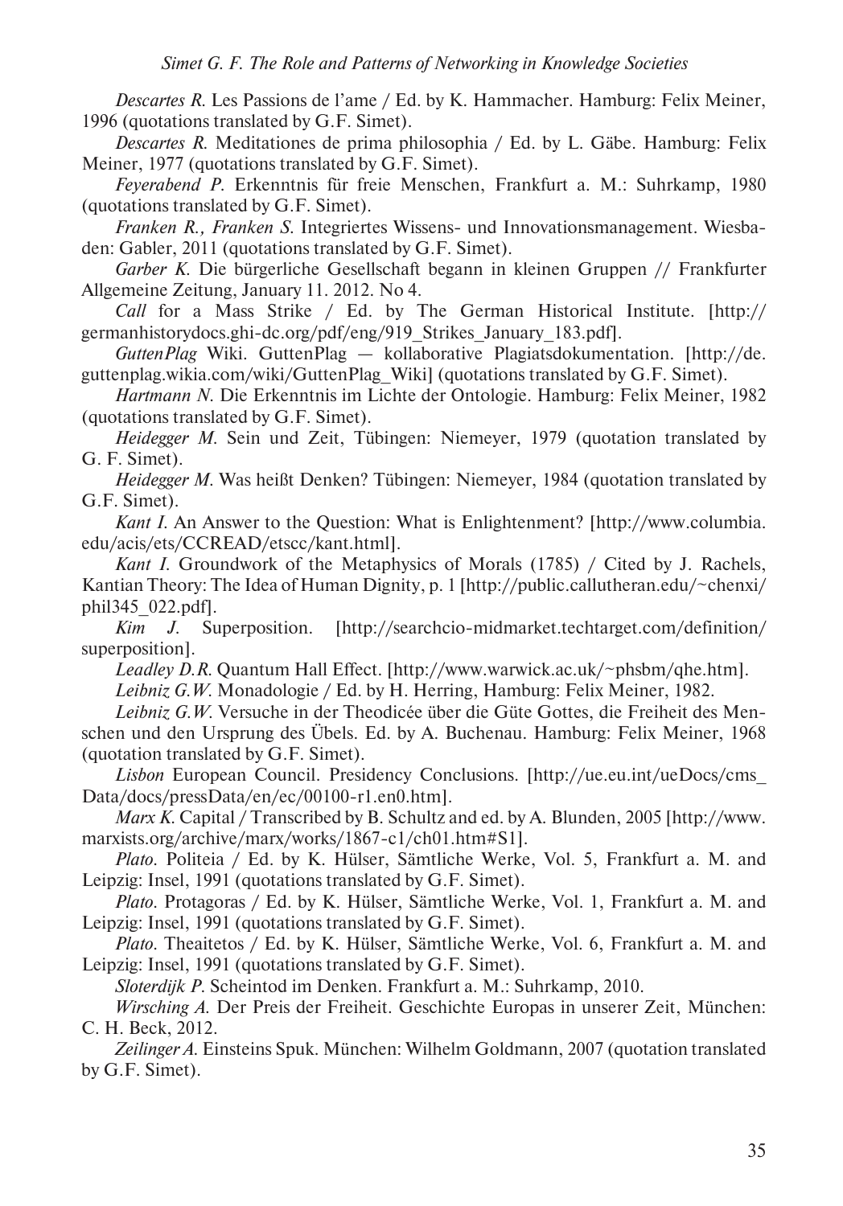*Descartes R.* Les Passions de l'ame / Ed. by K. Hammacher. Hamburg: Felix Meiner, 1996 (quotations translated by G.F. Simet).

*Descartes R.* Meditationes de prima philosophia / Ed. by L. Gäbe. Hamburg: Felix Meiner, 1977 (quotations translated by G.F. Simet).

*Feyerabend P.* Erkenntnis für freie Menschen, Frankfurt a. M.: Suhrkamp, 1980 (quotations translated by G.F. Simet).

*Franken R., Franken S.* Integriertes Wissens- und Innovationsmanagement. Wiesbaden: Gabler, 2011 (quotations translated by G.F. Simet).

*Garber K.* Die bürgerliche Gesellschaft begann in kleinen Gruppen // Frankfurter Allgemeine Zeitung, January 11. 2012. No 4.

*Call* for a Mass Strike / Ed. by The German Historical Institute. [http://germanhistorydocs.ghi-dc.org/pdf/eng/919_Strikes_January_183.pdf].

*GuttenPlag* Wiki. GuttenPlag — kollaborative Plagiatsdokumentation. [http://de.guttenplag.wikia.com/wiki/GuttenPlag_Wiki] (quotations translated by G.F. Simet).

*Hartmann N.* Die Erkenntnis im Lichte der Ontologie. Hamburg: Felix Meiner, 1982 (quotations translated by G.F. Simet).

*Heidegger M.* Sein und Zeit, Tübingen: Niemeyer, 1979 (quotation translated by G. F. Simet).

*Heidegger M.* Was heißt Denken? Tübingen: Niemeyer, 1984 (quotation translated by G.F. Simet).

*Kant I.* An Answer to the Question: What is Enlightenment? [http://www.columbia.edu/acis/ets/CCREAD/etscc/kant.html].

*Kant I.* Groundwork of the Metaphysics of Morals (1785) / Cited by J. Rachels, Kantian Theory: The Idea of Human Dignity, p. 1 [http://public.callutheran.edu/~chenxi/phil345_022.pdf].

*Kim J.* Superposition. [http://searchcio-midmarket.techtarget.com/definition/superposition].

*Leadley D.R.* Quantum Hall Effect. [http://www.warwick.ac.uk/~phsbm/qhe.htm].

*Leibniz G.W.* Monadologie / Ed. by H. Herring, Hamburg: Felix Meiner, 1982.

*Leibniz G.W.* Versuche in der Theodicée über die Güte Gottes, die Freiheit des Menschen und den Ursprung des Übels. Ed. by A. Buchenau. Hamburg: Felix Meiner, 1968 (quotation translated by G.F. Simet).

*Lisbon* European Council. Presidency Conclusions. [http://ue.eu.int/ueDocs/cms_Data/docs/pressData/en/ec/00100-r1.en0.htm].

*Marx K.* Capital / Transcribed by B. Schultz and ed. by A. Blunden, 2005 [http://www.marxists.org/archive/marx/works/1867-c1/ch01.htm#S1].

*Plato.* Politeia / Ed. by K. Hülser, Sämtliche Werke, Vol. 5, Frankfurt a. M. and Leipzig: Insel, 1991 (quotations translated by G.F. Simet).

*Plato.* Protagoras / Ed. by K. Hülser, Sämtliche Werke, Vol. 1, Frankfurt a. M. and Leipzig: Insel, 1991 (quotations translated by G.F. Simet).

*Plato.* Theaitetos / Ed. by K. Hülser, Sämtliche Werke, Vol. 6, Frankfurt a. M. and Leipzig: Insel, 1991 (quotations translated by G.F. Simet).

*Sloterdijk P.* Scheintod im Denken. Frankfurt a. M.: Suhrkamp, 2010.

*Wirsching A.* Der Preis der Freiheit. Geschichte Europas in unserer Zeit, München: C. H. Beck, 2012.

*Zeilinger A.* Einsteins Spuk. München: Wilhelm Goldmann, 2007 (quotation translated by G.F. Simet).